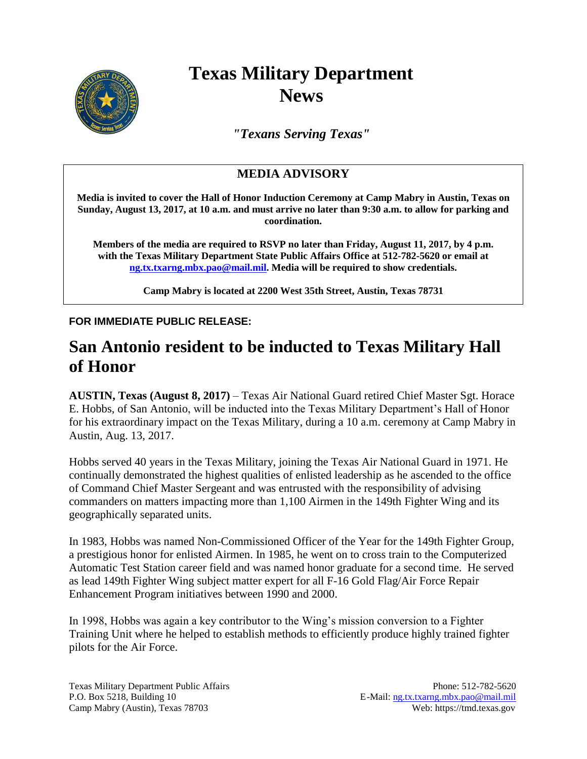# Texas Military Department News

*"Texans Serving Texas"*

## MEDIA ADVISORY

**Media is invited to cover the Hall of Honor Induction Ceremony at Camp Mabry in Austin, Texas on Sunday, August 13, 2017, at 10 a.m. and must arrive no later than 9:30 a.m. to allow for parking and coordination.**

**Members of the media are required to RSVP no later than Friday, August 11, 2017, by 4 p.m. with the Texas Military Department State Public Affairs Office at 512-782-5620 or email at ng.tx.txarng.mbx.pao@mail.mil. Media will be required to show credentials.**

**Camp Mabry is located at 2200 West 35th Street, Austin, Texas 78731**

**FOR IMMEDIATE PUBLIC RELEASE:**

# San Antonio resident to be inducted to Texas Military Hall of Honor

**AUSTIN, Texas (August 8, 2017)** – Texas Air National Guard retired Chief Master Sgt. Horace E. Hobbs, of San Antonio, will be inducted into the Texas Military Department's Hall of Honor for his extraordinary impact on the Texas Military, during a 10 a.m. ceremony at Camp Mabry in Austin, Aug. 13, 2017.

Hobbs served 40 years in the Texas Military, joining the Texas Air National Guard in 1971. He continually demonstrated the highest qualities of enlisted leadership as he ascended to the office of Command Chief Master Sergeant and was entrusted with the responsibility of advising commanders on matters impacting more than 1,100 Airmen in the 149th Fighter Wing and its geographically separated units.

In 1983, Hobbs was named Non-Commissioned Officer of the Year for the 149th Fighter Group, a prestigious honor for enlisted Airmen. In 1985, he went on to cross train to the Computerized Automatic Test Station career field and was named honor graduate for a second time. He served as lead 149th Fighter Wing subject matter expert for all F-16 Gold Flag/Air Force Repair Enhancement Program initiatives between 1990 and 2000.

In 1998, Hobbs was again a key contributor to the Wing's mission conversion to a Fighter Training Unit where he helped to establish methods to efficiently produce highly trained fighter pilots for the Air Force.

Texas Military Department Public Affairs
P.O. Box 5218, Building 10
Camp Mabry (Austin), Texas 78703

Phone: 512-782-5620
E-Mail: ng.tx.txarng.mbx.pao@mail.mil
Web: https://tmd.texas.gov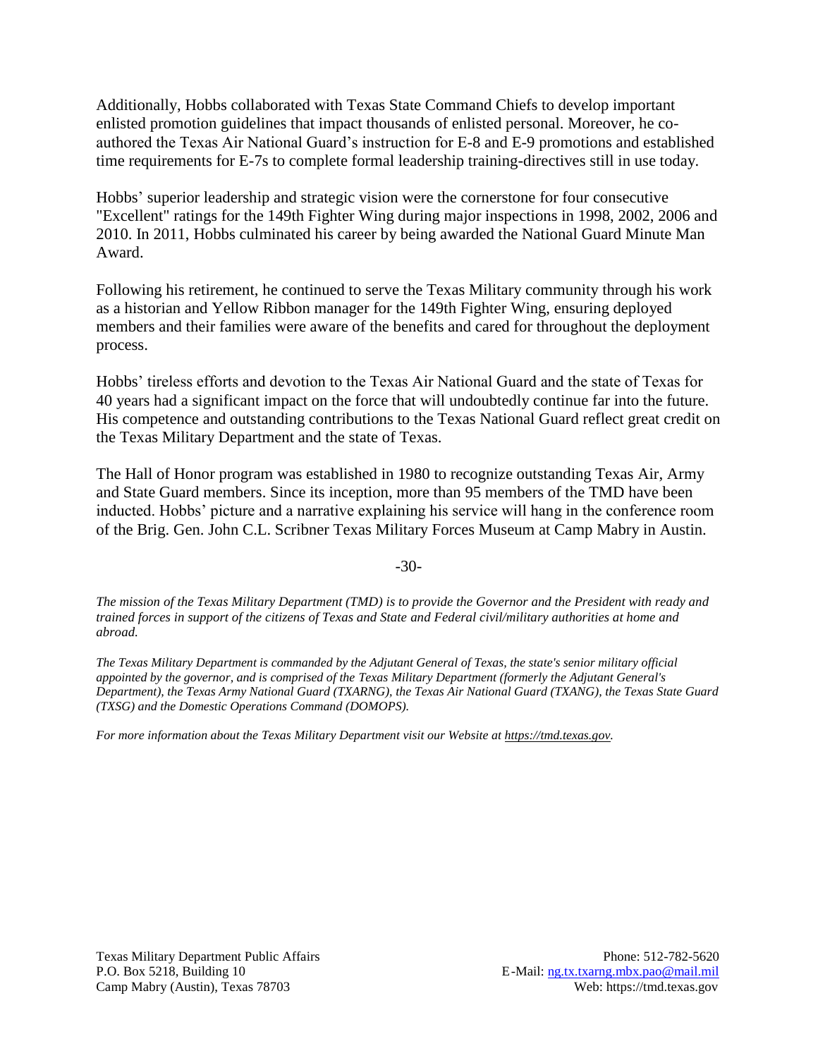Additionally, Hobbs collaborated with Texas State Command Chiefs to develop important enlisted promotion guidelines that impact thousands of enlisted personal. Moreover, he co-authored the Texas Air National Guard's instruction for E-8 and E-9 promotions and established time requirements for E-7s to complete formal leadership training-directives still in use today.

Hobbs' superior leadership and strategic vision were the cornerstone for four consecutive "Excellent" ratings for the 149th Fighter Wing during major inspections in 1998, 2002, 2006 and 2010. In 2011, Hobbs culminated his career by being awarded the National Guard Minute Man Award.

Following his retirement, he continued to serve the Texas Military community through his work as a historian and Yellow Ribbon manager for the 149th Fighter Wing, ensuring deployed members and their families were aware of the benefits and cared for throughout the deployment process.

Hobbs' tireless efforts and devotion to the Texas Air National Guard and the state of Texas for 40 years had a significant impact on the force that will undoubtedly continue far into the future. His competence and outstanding contributions to the Texas National Guard reflect great credit on the Texas Military Department and the state of Texas.

The Hall of Honor program was established in 1980 to recognize outstanding Texas Air, Army and State Guard members. Since its inception, more than 95 members of the TMD have been inducted. Hobbs' picture and a narrative explaining his service will hang in the conference room of the Brig. Gen. John C.L. Scribner Texas Military Forces Museum at Camp Mabry in Austin.

-30-

*The mission of the Texas Military Department (TMD) is to provide the Governor and the President with ready and trained forces in support of the citizens of Texas and State and Federal civil/military authorities at home and abroad.*

*The Texas Military Department is commanded by the Adjutant General of Texas, the state's senior military official appointed by the governor, and is comprised of the Texas Military Department (formerly the Adjutant General's Department), the Texas Army National Guard (TXARNG), the Texas Air National Guard (TXANG), the Texas State Guard (TXSG) and the Domestic Operations Command (DOMOPS).*

*For more information about the Texas Military Department visit our Website at https://tmd.texas.gov.*

Texas Military Department Public Affairs
P.O. Box 5218, Building 10
Camp Mabry (Austin), Texas 78703

Phone: 512-782-5620
E-Mail: ng.tx.txarng.mbx.pao@mail.mil
Web: https://tmd.texas.gov